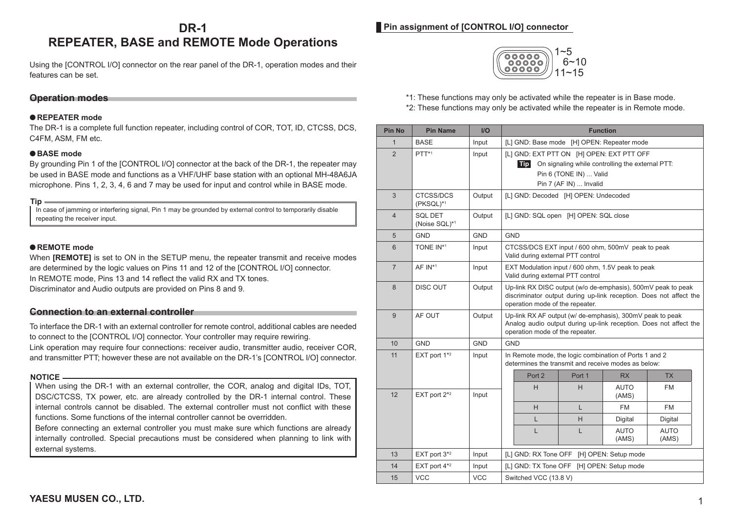# DR-1
# REPEATER, BASE and REMOTE Mode Operations

Using the [CONTROL I/O] connector on the rear panel of the DR-1, operation modes and their features can be set.

## Operation modes

### ● REPEATER mode

The DR-1 is a complete full function repeater, including control of COR, TOT, ID, CTCSS, DCS, C4FM, ASM, FM etc.

### ● BASE mode

By grounding Pin 1 of the [CONTROL I/O] connector at the back of the DR-1, the repeater may be used in BASE mode and functions as a VHF/UHF base station with an optional MH-48A6JA microphone. Pins 1, 2, 3, 4, 6 and 7 may be used for input and control while in BASE mode.

**Tip**

In case of jamming or interfering signal, Pin 1 may be grounded by external control to temporarily disable repeating the receiver input.

### ● REMOTE mode

When **[REMOTE]** is set to ON in the SETUP menu, the repeater transmit and receive modes are determined by the logic values on Pins 11 and 12 of the [CONTROL I/O] connector.
In REMOTE mode, Pins 13 and 14 reflect the valid RX and TX tones.
Discriminator and Audio outputs are provided on Pins 8 and 9.

## Connection to an external controller

To interface the DR-1 with an external controller for remote control, additional cables are needed to connect to the [CONTROL I/O] connector. Your controller may require rewiring.
Link operation may require four connections: receiver audio, transmitter audio, receiver COR, and transmitter PTT; however these are not available on the DR-1's [CONTROL I/O] connector.

**NOTICE**

When using the DR-1 with an external controller, the COR, analog and digital IDs, TOT, DSC/CTCSS, TX power, etc. are already controlled by the DR-1 internal control. These internal controls cannot be disabled. The external controller must not conflict with these functions. Some functions of the internal controller cannot be overridden.
Before connecting an external controller you must make sure which functions are already internally controlled. Special precautions must be considered when planning to link with external systems.

## Pin assignment of [CONTROL I/O] connector

1~5
6~10
11~15

*1: These functions may only be activated while the repeater is in Base mode.
*2: These functions may only be activated while the repeater is in Remote mode.

| Pin No | Pin Name | I/O | Function |
|---|---|---|---|
| 1 | BASE | Input | [L] GND: Base mode [H] OPEN: Repeater mode |
| 2 | PTT*1 | Input | [L] GND: EXT PTT ON [H] OPEN: EXT PTT OFF<br>**Tip** On signaling while controlling the external PTT:<br>Pin 6 (TONE IN) ... Valid<br>Pin 7 (AF IN) ... Invalid |
| 3 | CTCSS/DCS (PKSQL)*1 | Output | [L] GND: Decoded [H] OPEN: Undecoded |
| 4 | SQL DET (Noise SQL)*1 | Output | [L] GND: SQL open [H] OPEN: SQL close |
| 5 | GND | GND | GND |
| 6 | TONE IN*1 | Input | CTCSS/DCS EXT input / 600 ohm, 500mV peak to peak<br>Valid during external PTT control |
| 7 | AF IN*1 | Input | EXT Modulation input / 600 ohm, 1.5V peak to peak<br>Valid during external PTT control |
| 8 | DISC OUT | Output | Up-link RX DISC output (w/o de-emphasis), 500mV peak to peak discriminator output during up-link reception. Does not affect the operation mode of the repeater. |
| 9 | AF OUT | Output | Up-link RX AF output (w/ de-emphasis), 300mV peak to peak<br>Analog audio output during up-link reception. Does not affect the operation mode of the repeater. |
| 10 | GND | GND | GND |
| 11 | EXT port 1*2 | Input | In Remote mode, the logic combination of Ports 1 and 2 determines the transmit and receive modes as below (see table below). |
| 12 | EXT port 2*2 | Input | |
| 13 | EXT port 3*2 | Input | [L] GND: RX Tone OFF [H] OPEN: Setup mode |
| 14 | EXT port 4*2 | Input | [L] GND: TX Tone OFF [H] OPEN: Setup mode |
| 15 | VCC | VCC | Switched VCC (13.8 V) |

| Port 2 | Port 1 | RX | TX |
|---|---|---|---|
| H | H | AUTO (AMS) | FM |
| H | L | FM | FM |
| L | H | Digital | Digital |
| L | L | AUTO (AMS) | AUTO (AMS) |

YAESU MUSEN CO., LTD.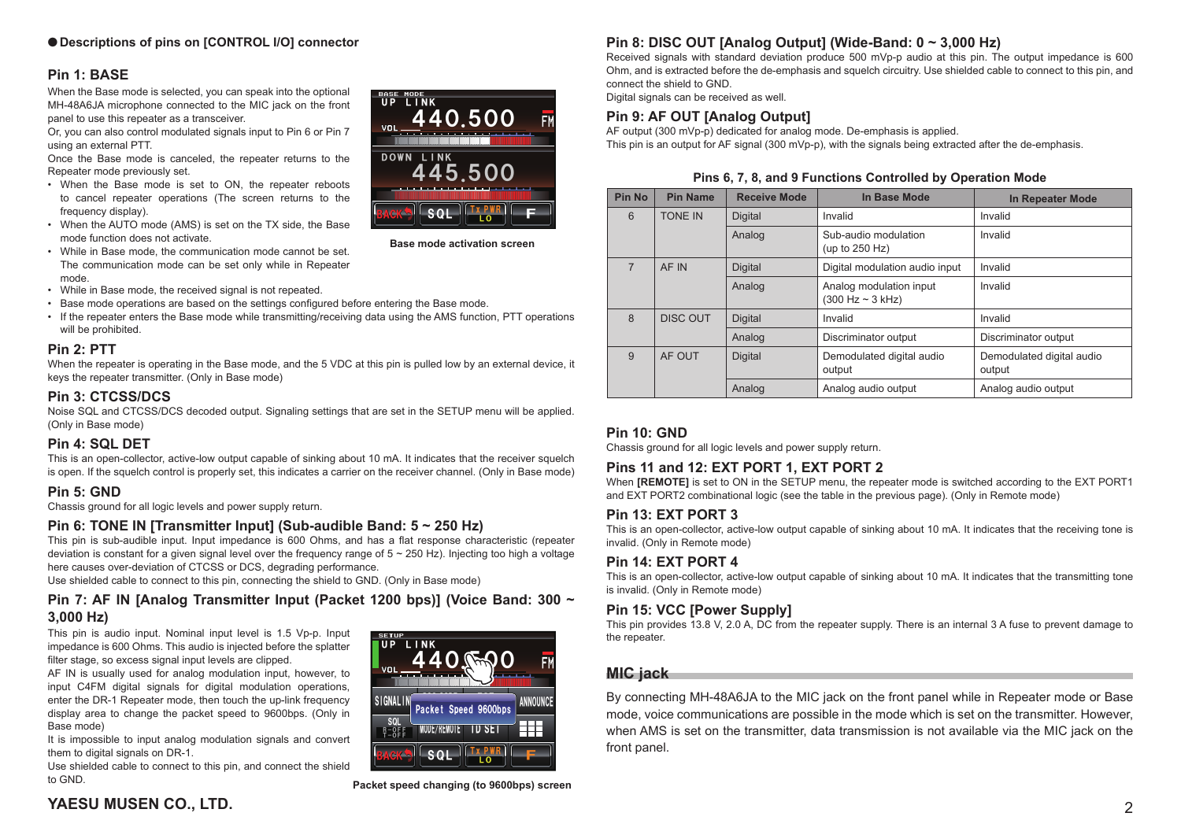● **Descriptions of pins on [CONTROL I/O] connector**

### Pin 1: BASE

When the Base mode is selected, you can speak into the optional MH-48A6JA microphone connected to the MIC jack on the front panel to use this repeater as a transceiver.
Or, you can also control modulated signals input to Pin 6 or Pin 7 using an external PTT.
Once the Base mode is canceled, the repeater returns to the Repeater mode previously set.

- When the Base mode is set to ON, the repeater reboots to cancel repeater operations (The screen returns to the frequency display).
- When the AUTO mode (AMS) is set on the TX side, the Base mode function does not activate.
- While in Base mode, the communication mode cannot be set. The communication mode can be set only while in Repeater mode.
- While in Base mode, the received signal is not repeated.
- Base mode operations are based on the settings configured before entering the Base mode.
- If the repeater enters the Base mode while transmitting/receiving data using the AMS function, PTT operations will be prohibited.

Base mode activation screen

### Pin 2: PTT

When the repeater is operating in the Base mode, and the 5 VDC at this pin is pulled low by an external device, it keys the repeater transmitter. (Only in Base mode)

### Pin 3: CTCSS/DCS

Noise SQL and CTCSS/DCS decoded output. Signaling settings that are set in the SETUP menu will be applied. (Only in Base mode)

### Pin 4: SQL DET

This is an open-collector, active-low output capable of sinking about 10 mA. It indicates that the receiver squelch is open. If the squelch control is properly set, this indicates a carrier on the receiver channel. (Only in Base mode)

### Pin 5: GND

Chassis ground for all logic levels and power supply return.

### Pin 6: TONE IN [Transmitter Input] (Sub-audible Band: 5 ~ 250 Hz)

This pin is sub-audible input. Input impedance is 600 Ohms, and has a flat response characteristic (repeater deviation is constant for a given signal level over the frequency range of 5 ~ 250 Hz). Injecting too high a voltage here causes over-deviation of CTCSS or DCS, degrading performance.
Use shielded cable to connect to this pin, connecting the shield to GND. (Only in Base mode)

### Pin 7: AF IN [Analog Transmitter Input (Packet 1200 bps)] (Voice Band: 300 ~ 3,000 Hz)

This pin is audio input. Nominal input level is 1.5 Vp-p. Input impedance is 600 Ohms. This audio is injected before the splatter filter stage, so excess signal input levels are clipped.
AF IN is usually used for analog modulation input, however, to input C4FM digital signals for digital modulation operations, enter the DR-1 Repeater mode, then touch the up-link frequency display area to change the packet speed to 9600bps. (Only in Base mode)
It is impossible to input analog modulation signals and convert them to digital signals on DR-1.
Use shielded cable to connect to this pin, and connect the shield to GND.

Packet speed changing (to 9600bps) screen

### Pin 8: DISC OUT [Analog Output] (Wide-Band: 0 ~ 3,000 Hz)

Received signals with standard deviation produce 500 mVp-p audio at this pin. The output impedance is 600 Ohm, and is extracted before the de-emphasis and squelch circuitry. Use shielded cable to connect to this pin, and connect the shield to GND.
Digital signals can be received as well.

### Pin 9: AF OUT [Analog Output]

AF output (300 mVp-p) dedicated for analog mode. De-emphasis is applied.
This pin is an output for AF signal (300 mVp-p), with the signals being extracted after the de-emphasis.

**Pins 6, 7, 8, and 9 Functions Controlled by Operation Mode**

| Pin No | Pin Name | Receive Mode | In Base Mode | In Repeater Mode |
|---|---|---|---|---|
| 6 | TONE IN | Digital | Invalid | Invalid |
| | | Analog | Sub-audio modulation (up to 250 Hz) | Invalid |
| 7 | AF IN | Digital | Digital modulation audio input | Invalid |
| | | Analog | Analog modulation input (300 Hz ~ 3 kHz) | Invalid |
| 8 | DISC OUT | Digital | Invalid | Invalid |
| | | Analog | Discriminator output | Discriminator output |
| 9 | AF OUT | Digital | Demodulated digital audio output | Demodulated digital audio output |
| | | Analog | Analog audio output | Analog audio output |

### Pin 10: GND

Chassis ground for all logic levels and power supply return.

### Pins 11 and 12: EXT PORT 1, EXT PORT 2

When **[REMOTE]** is set to ON in the SETUP menu, the repeater mode is switched according to the EXT PORT1 and EXT PORT2 combinational logic (see the table in the previous page). (Only in Remote mode)

### Pin 13: EXT PORT 3

This is an open-collector, active-low output capable of sinking about 10 mA. It indicates that the receiving tone is invalid. (Only in Remote mode)

### Pin 14: EXT PORT 4

This is an open-collector, active-low output capable of sinking about 10 mA. It indicates that the transmitting tone is invalid. (Only in Remote mode)

### Pin 15: VCC [Power Supply]

This pin provides 13.8 V, 2.0 A, DC from the repeater supply. There is an internal 3 A fuse to prevent damage to the repeater.

## MIC jack

By connecting MH-48A6JA to the MIC jack on the front panel while in Repeater mode or Base mode, voice communications are possible in the mode which is set on the transmitter. However, when AMS is set on the transmitter, data transmission is not available via the MIC jack on the front panel.

**YAESU MUSEN CO., LTD.**